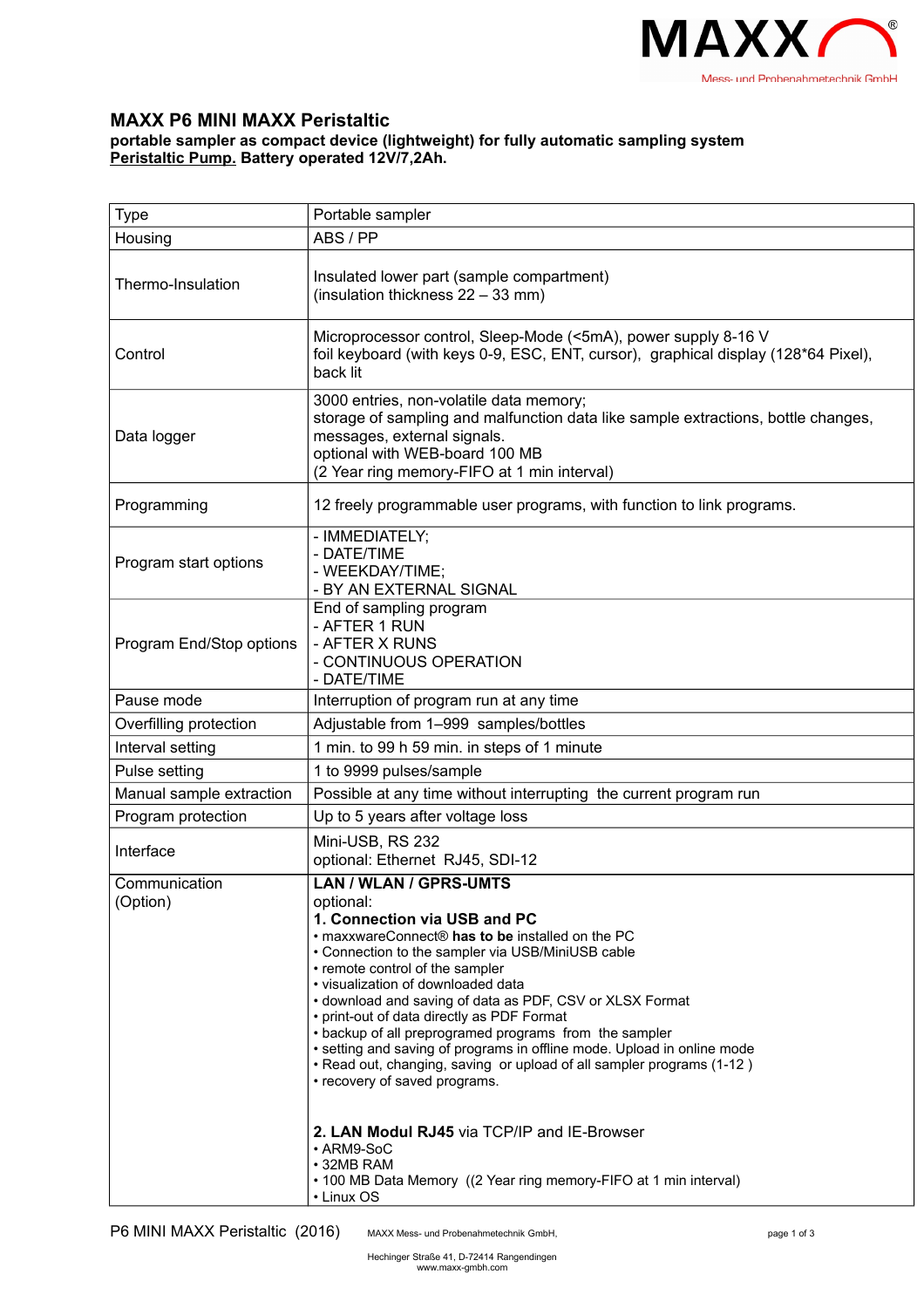# MAXX P6 MINI MAXX Peristaltic

**portable sampler as compact device (lightweight) for fully automatic sampling system**
**<u>Peristaltic Pump.</u> Battery operated 12V/7,2Ah.**

| | |
|---|---|
| Type | Portable sampler |
| Housing | ABS / PP |
| Thermo-Insulation | Insulated lower part (sample compartment)<br>(insulation thickness 22 – 33 mm) |
| Control | Microprocessor control, Sleep-Mode (<5mA), power supply 8-16 V<br>foil keyboard (with keys 0-9, ESC, ENT, cursor), graphical display (128*64 Pixel), back lit |
| Data logger | 3000 entries, non-volatile data memory;<br>storage of sampling and malfunction data like sample extractions, bottle changes, messages, external signals.<br>optional with WEB-board 100 MB<br>(2 Year ring memory-FIFO at 1 min interval) |
| Programming | 12 freely programmable user programs, with function to link programs. |
| Program start options | - IMMEDIATELY;<br>- DATE/TIME<br>- WEEKDAY/TIME;<br>- BY AN EXTERNAL SIGNAL |
| Program End/Stop options | End of sampling program<br>- AFTER 1 RUN<br>- AFTER X RUNS<br>- CONTINUOUS OPERATION<br>- DATE/TIME |
| Pause mode | Interruption of program run at any time |
| Overfilling protection | Adjustable from 1–999 samples/bottles |
| Interval setting | 1 min. to 99 h 59 min. in steps of 1 minute |
| Pulse setting | 1 to 9999 pulses/sample |
| Manual sample extraction | Possible at any time without interrupting the current program run |
| Program protection | Up to 5 years after voltage loss |
| Interface | Mini-USB, RS 232<br>optional: Ethernet RJ45, SDI-12 |
| Communication (Option) | **LAN / WLAN / GPRS-UMTS**<br>optional:<br>**1. Connection via USB and PC**<br>• maxxwareConnect® **has to be** installed on the PC<br>• Connection to the sampler via USB/MiniUSB cable<br>• remote control of the sampler<br>• visualization of downloaded data<br>• download and saving of data as PDF, CSV or XLSX Format<br>• print-out of data directly as PDF Format<br>• backup of all preprogramed programs from the sampler<br>• setting and saving of programs in offline mode. Upload in online mode<br>• Read out, changing, saving or upload of all sampler programs (1-12 )<br>• recovery of saved programs.<br><br>**2. LAN Modul RJ45** via TCP/IP and IE-Browser<br>• ARM9-SoC<br>• 32MB RAM<br>• 100 MB Data Memory ((2 Year ring memory-FIFO at 1 min interval)<br>• Linux OS |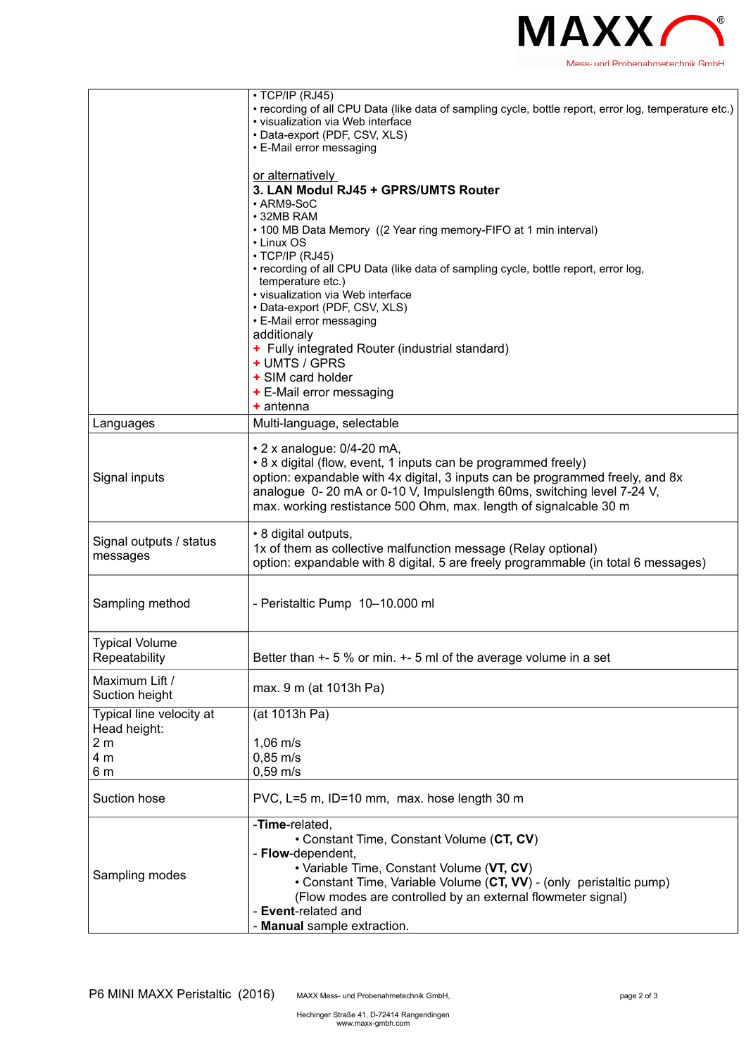| | |
|---|---|
| | • TCP/IP (RJ45)<br>• recording of all CPU Data (like data of sampling cycle, bottle report, error log, temperature etc.)<br>• visualization via Web interface<br>• Data-export (PDF, CSV, XLS)<br>• E-Mail error messaging<br><br>or alternatively<br>**3. LAN Modul RJ45 + GPRS/UMTS Router**<br>• ARM9-SoC<br>• 32MB RAM<br>• 100 MB Data Memory ((2 Year ring memory-FIFO at 1 min interval)<br>• Linux OS<br>• TCP/IP (RJ45)<br>• recording of all CPU Data (like data of sampling cycle, bottle report, error log, temperature etc.)<br>• visualization via Web interface<br>• Data-export (PDF, CSV, XLS)<br>• E-Mail error messaging<br>additionaly<br>+ Fully integrated Router (industrial standard)<br>+ UMTS / GPRS<br>+ SIM card holder<br>+ E-Mail error messaging<br>+ antenna |
| Languages | Multi-language, selectable |
| Signal inputs | • 2 x analogue: 0/4-20 mA,<br>• 8 x digital (flow, event, 1 inputs can be programmed freely)<br>option: expandable with 4x digital, 3 inputs can be programmed freely, and 8x analogue 0- 20 mA or 0-10 V, Impulslength 60ms, switching level 7-24 V, max. working restistance 500 Ohm, max. length of signalcable 30 m |
| Signal outputs / status messages | • 8 digital outputs,<br>1x of them as collective malfunction message (Relay optional)<br>option: expandable with 8 digital, 5 are freely programmable (in total 6 messages) |
| Sampling method | - Peristaltic Pump 10–10.000 ml |
| Typical Volume Repeatability | Better than +- 5 % or min. +- 5 ml of the average volume in a set |
| Maximum Lift / Suction height | max. 9 m (at 1013h Pa) |
| Typical line velocity at Head height:<br>2 m<br>4 m<br>6 m | (at 1013h Pa)<br><br>1,06 m/s<br>0,85 m/s<br>0,59 m/s |
| Suction hose | PVC, L=5 m, ID=10 mm, max. hose length 30 m |
| Sampling modes | -**Time**-related,<br>• Constant Time, Constant Volume (**CT, CV**)<br>- **Flow**-dependent,<br>• Variable Time, Constant Volume (**VT, CV**)<br>• Constant Time, Variable Volume (**CT, VV**) - (only peristaltic pump)<br>(Flow modes are controlled by an external flowmeter signal)<br>- **Event**-related and<br>- **Manual** sample extraction. |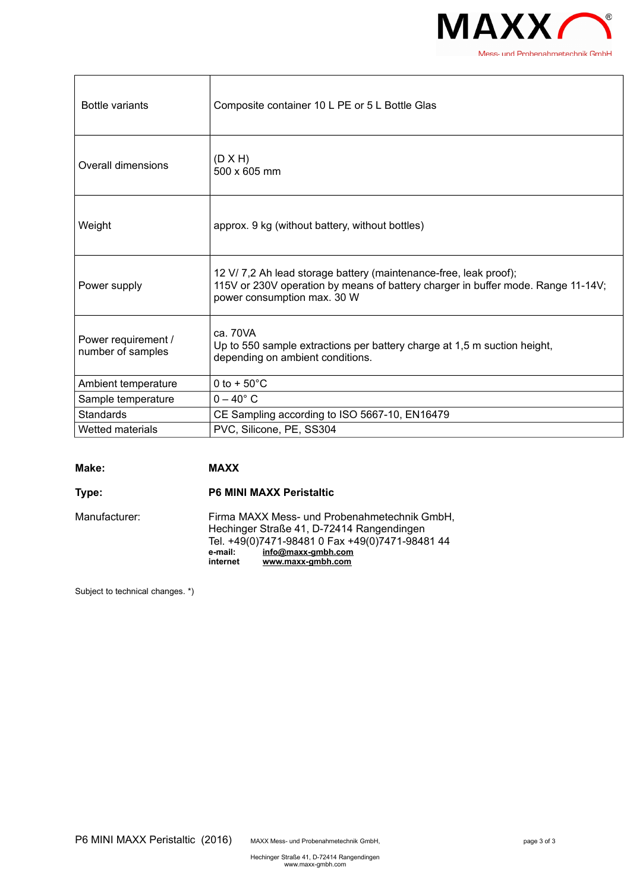| | |
|---|---|
| Bottle variants | Composite container 10 L PE or 5 L Bottle Glas |
| Overall dimensions | (D X H)<br>500 x 605 mm |
| Weight | approx. 9 kg (without battery, without bottles) |
| Power supply | 12 V/ 7,2 Ah lead storage battery (maintenance-free, leak proof);<br>115V or 230V operation by means of battery charger in buffer mode. Range 11-14V; power consumption max. 30 W |
| Power requirement / number of samples | ca. 70VA<br>Up to 550 sample extractions per battery charge at 1,5 m suction height, depending on ambient conditions. |
| Ambient temperature | 0 to + 50°C |
| Sample temperature | 0 – 40° C |
| Standards | CE Sampling according to ISO 5667-10, EN16479 |
| Wetted materials | PVC, Silicone, PE, SS304 |

**Make:** **MAXX**

**Type:** **P6 MINI MAXX Peristaltic**

Manufacturer: Firma MAXX Mess- und Probenahmetechnik GmbH,
Hechinger Straße 41, D-72414 Rangendingen
Tel. +49(0)7471-98481 0 Fax +49(0)7471-98481 44
**e-mail:** **info@maxx-gmbh.com**
**internet** **www.maxx-gmbh.com**

Subject to technical changes. *)